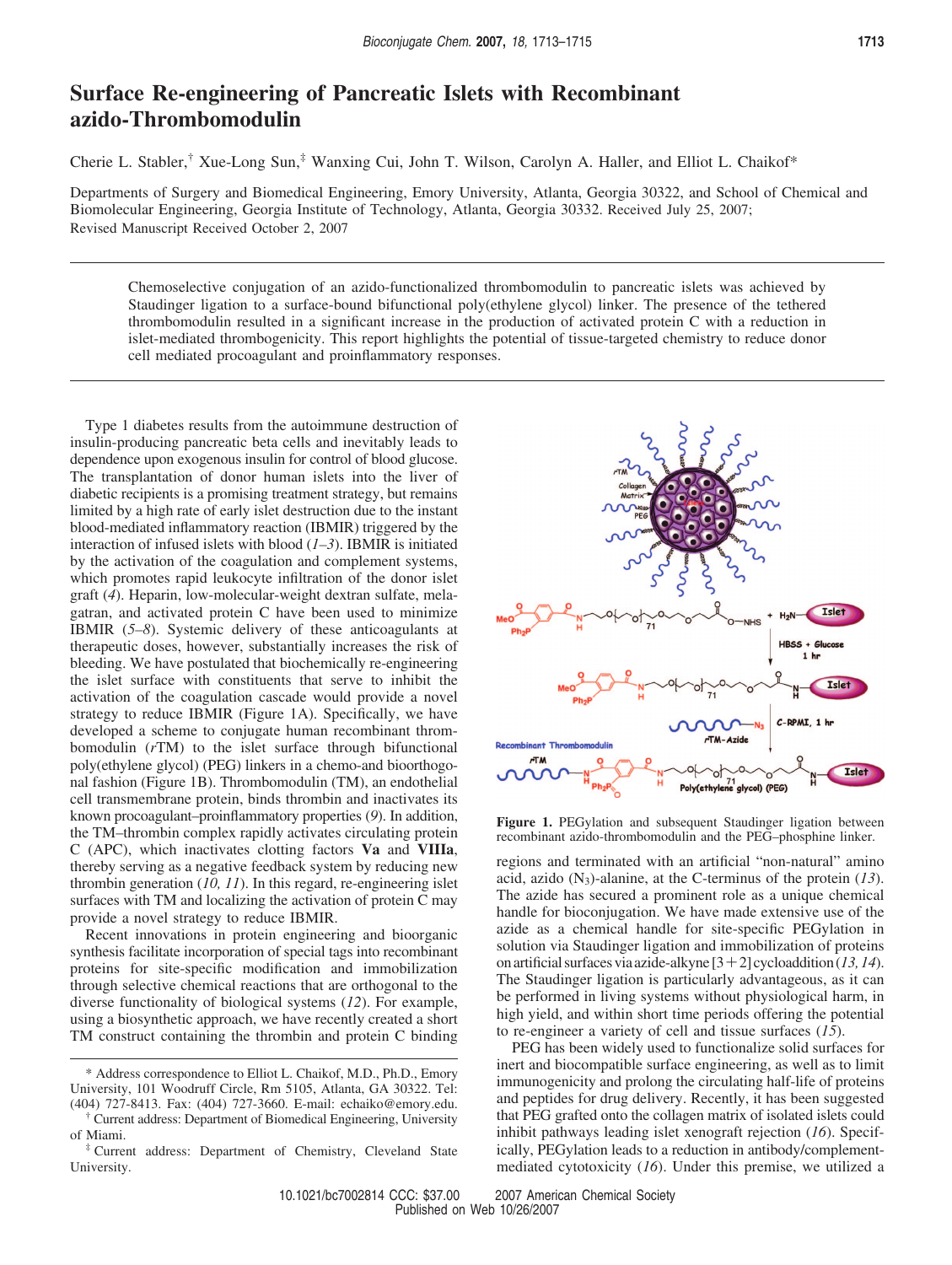# Surface Re-engineering of Pancreatic Islets with Recombinant azido-Thrombomodulin

Cherie L. Stabler,[†] Xue-Long Sun,[‡] Wanxing Cui, John T. Wilson, Carolyn A. Haller, and Elliot L. Chaikof*

Departments of Surgery and Biomedical Engineering, Emory University, Atlanta, Georgia 30322, and School of Chemical and Biomolecular Engineering, Georgia Institute of Technology, Atlanta, Georgia 30332. Received July 25, 2007; Revised Manuscript Received October 2, 2007

Chemoselective conjugation of an azido-functionalized thrombomodulin to pancreatic islets was achieved by Staudinger ligation to a surface-bound bifunctional poly(ethylene glycol) linker. The presence of the tethered thrombomodulin resulted in a significant increase in the production of activated protein C with a reduction in islet-mediated thrombogenicity. This report highlights the potential of tissue-targeted chemistry to reduce donor cell mediated procoagulant and proinflammatory responses.

Type 1 diabetes results from the autoimmune destruction of insulin-producing pancreatic beta cells and inevitably leads to dependence upon exogenous insulin for control of blood glucose. The transplantation of donor human islets into the liver of diabetic recipients is a promising treatment strategy, but remains limited by a high rate of early islet destruction due to the instant blood-mediated inflammatory reaction (IBMIR) triggered by the interaction of infused islets with blood (*1–3*). IBMIR is initiated by the activation of the coagulation and complement systems, which promotes rapid leukocyte infiltration of the donor islet graft (*4*). Heparin, low-molecular-weight dextran sulfate, melagatran, and activated protein C have been used to minimize IBMIR (*5–8*). Systemic delivery of these anticoagulants at therapeutic doses, however, substantially increases the risk of bleeding. We have postulated that biochemically re-engineering the islet surface with constituents that serve to inhibit the activation of the coagulation cascade would provide a novel strategy to reduce IBMIR (Figure 1A). Specifically, we have developed a scheme to conjugate human recombinant thrombomodulin (*r*TM) to the islet surface through bifunctional poly(ethylene glycol) (PEG) linkers in a chemo-and bioorthogonal fashion (Figure 1B). Thrombomodulin (TM), an endothelial cell transmembrane protein, binds thrombin and inactivates its known procoagulant–proinflammatory properties (*9*). In addition, the TM–thrombin complex rapidly activates circulating protein C (APC), which inactivates clotting factors **Va** and **VIIIa**, thereby serving as a negative feedback system by reducing new thrombin generation (*10, 11*). In this regard, re-engineering islet surfaces with TM and localizing the activation of protein C may provide a novel strategy to reduce IBMIR.

Recent innovations in protein engineering and bioorganic synthesis facilitate incorporation of special tags into recombinant proteins for site-specific modification and immobilization through selective chemical reactions that are orthogonal to the diverse functionality of biological systems (*12*). For example, using a biosynthetic approach, we have recently created a short TM construct containing the thrombin and protein C binding regions and terminated with an artificial "non-natural" amino acid, azido ($N_3$)-alanine, at the C-terminus of the protein (*13*). The azide has secured a prominent role as a unique chemical handle for bioconjugation. We have made extensive use of the azide as a chemical handle for site-specific PEGylation in solution via Staudinger ligation and immobilization of proteins on artificial surfaces via azide-alkyne [3 + 2] cycloaddition (*13, 14*). The Staudinger ligation is particularly advantageous, as it can be performed in living systems without physiological harm, in high yield, and within short time periods offering the potential to re-engineer a variety of cell and tissue surfaces (*15*).

PEG has been widely used to functionalize solid surfaces for inert and biocompatible surface engineering, as well as to limit immunogenicity and prolong the circulating half-life of proteins and peptides for drug delivery. Recently, it has been suggested that PEG grafted onto the collagen matrix of isolated islets could inhibit pathways leading islet xenograft rejection (*16*). Specifically, PEGylation leads to a reduction in antibody/complement-mediated cytotoxicity (*16*). Under this premise, we utilized a

rTM
Collagen Matrix
NHS-PEG
Islet
MeO Ph$_2$P N H 71 O–NHS + H$_2$N– Islet
HBSS + Glucose 1 hr
MeO Ph$_2$P N H 71 N H Islet
rTM-Azide –N$_3$ C-RPMI, 1 hr
Recombinant Thrombomodulin
rTM N H Ph$_2$P N H 71 Poly(ethylene glycol) (PEG) N H Islet

**Figure 1.** PEGylation and subsequent Staudinger ligation between recombinant azido-thrombomodulin and the PEG–phosphine linker.

\* Address correspondence to Elliot L. Chaikof, M.D., Ph.D., Emory University, 101 Woodruff Circle, Rm 5105, Atlanta, GA 30322. Tel: (404) 727-8413. Fax: (404) 727-3660. E-mail: echaiko@emory.edu.

[†] Current address: Department of Biomedical Engineering, University of Miami.

[‡] Current address: Department of Chemistry, Cleveland State University.

10.1021/bc7002814 CCC: $37.00 © 2007 American Chemical Society
Published on Web 10/26/2007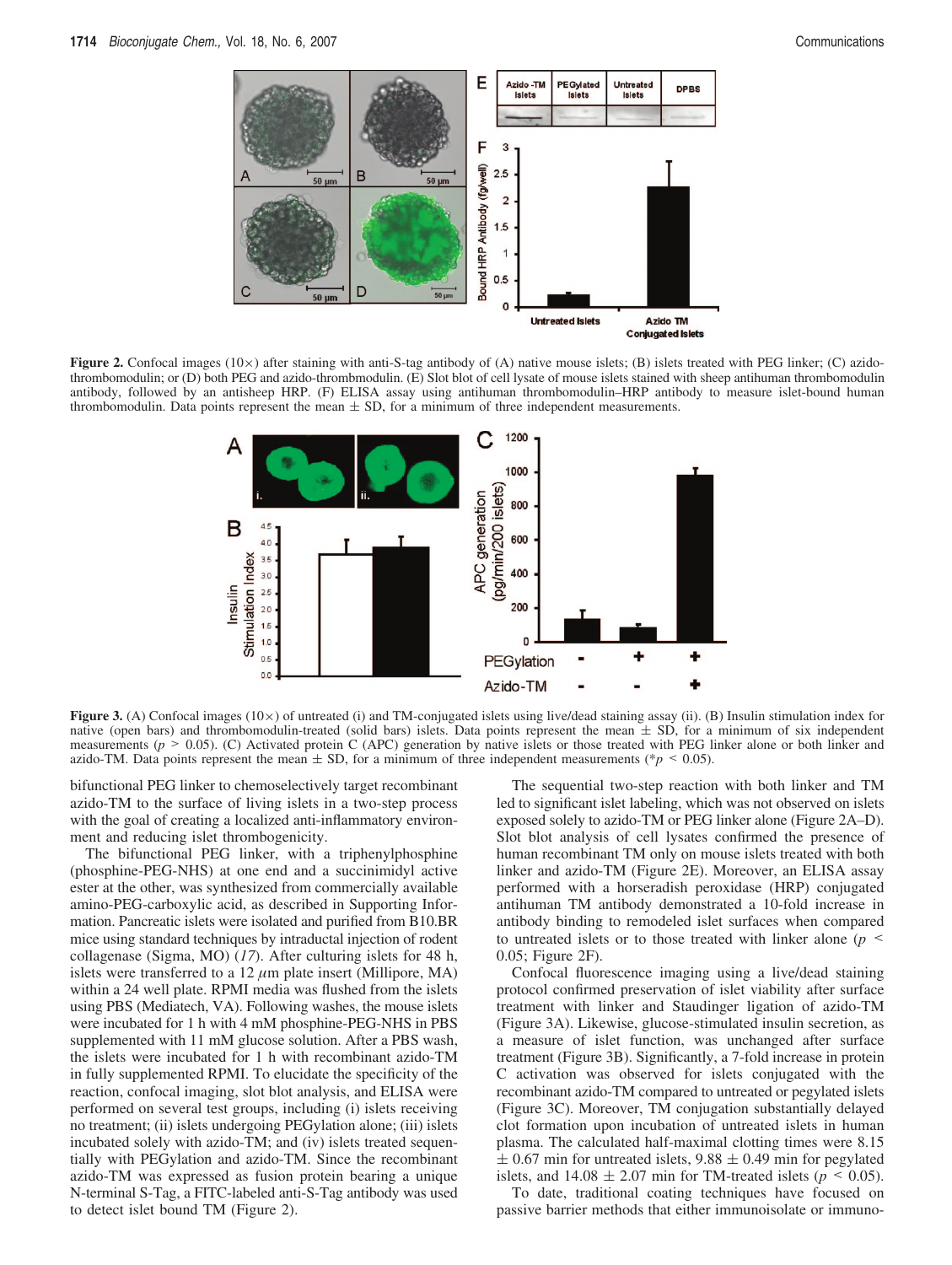A

50 μm

B

50 μm

C

50 μm

D

50 μm

E

Azido -TM Islets | PEGylated Islets | Untreated Islets | DPBS

F

Bound HRP Antibody (fg/well)

3

2.5

2

1.5

1

0.5

0

Untreated Islets

Azido TM Conjugated Islets

**Figure 2.** Confocal images (10×) after staining with anti-S-tag antibody of (A) native mouse islets; (B) islets treated with PEG linker; (C) azido-thrombomodulin; or (D) both PEG and azido-thrombmodulin. (E) Slot blot of cell lysate of mouse islets stained with sheep antihuman thrombomodulin antibody, followed by an antisheep HRP. (F) ELISA assay using antihuman thrombomodulin–HRP antibody to measure islet-bound human thrombomodulin. Data points represent the mean ± SD, for a minimum of three independent measurements.

A

i.

ii.

B

Insulin Stimulation Index

4.5

4.0

3.5

3.0

2.5

2.0

1.5

1.0

0.5

0.0

C

APC generation (pg/min/200 islets)

1200

1000

800

600

400

200

0

PEGylation - + +

Azido-TM - - +

**Figure 3.** (A) Confocal images (10×) of untreated (i) and TM-conjugated islets using live/dead staining assay (ii). (B) Insulin stimulation index for native (open bars) and thrombomodulin-treated (solid bars) islets. Data points represent the mean ± SD, for a minimum of six independent measurements ($p > 0.05$). (C) Activated protein C (APC) generation by native islets or those treated with PEG linker alone or both linker and azido-TM. Data points represent the mean ± SD, for a minimum of three independent measurements (* $p < 0.05$).

bifunctional PEG linker to chemoselectively target recombinant azido-TM to the surface of living islets in a two-step process with the goal of creating a localized anti-inflammatory environment and reducing islet thrombogenicity.

The bifunctional PEG linker, with a triphenylphosphine (phosphine-PEG-NHS) at one end and a succinimidyl active ester at the other, was synthesized from commercially available amino-PEG-carboxylic acid, as described in Supporting Information. Pancreatic islets were isolated and purified from B10.BR mice using standard techniques by intraductal injection of rodent collagenase (Sigma, MO) (*17*). After culturing islets for 48 h, islets were transferred to a 12 $\mu$m plate insert (Millipore, MA) within a 24 well plate. RPMI media was flushed from the islets using PBS (Mediatech, VA). Following washes, the mouse islets were incubated for 1 h with 4 mM phosphine-PEG-NHS in PBS supplemented with 11 mM glucose solution. After a PBS wash, the islets were incubated for 1 h with recombinant azido-TM in fully supplemented RPMI. To elucidate the specificity of the reaction, confocal imaging, slot blot analysis, and ELISA were performed on several test groups, including (i) islets receiving no treatment; (ii) islets undergoing PEGylation alone; (iii) islets incubated solely with azido-TM; and (iv) islets treated sequentially with PEGylation and azido-TM. Since the recombinant azido-TM was expressed as fusion protein bearing a unique N-terminal S-Tag, a FITC-labeled anti-S-Tag antibody was used to detect islet bound TM (Figure 2).

The sequential two-step reaction with both linker and TM led to significant islet labeling, which was not observed on islets exposed solely to azido-TM or PEG linker alone (Figure 2A–D). Slot blot analysis of cell lysates confirmed the presence of human recombinant TM only on mouse islets treated with both linker and azido-TM (Figure 2E). Moreover, an ELISA assay performed with a horseradish peroxidase (HRP) conjugated antihuman TM antibody demonstrated a 10-fold increase in antibody binding to remodeled islet surfaces when compared to untreated islets or to those treated with linker alone ($p < 0.05$; Figure 2F).

Confocal fluorescence imaging using a live/dead staining protocol confirmed preservation of islet viability after surface treatment with linker and Staudinger ligation of azido-TM (Figure 3A). Likewise, glucose-stimulated insulin secretion, as a measure of islet function, was unchanged after surface treatment (Figure 3B). Significantly, a 7-fold increase in protein C activation was observed for islets conjugated with the recombinant azido-TM compared to untreated or pegylated islets (Figure 3C). Moreover, TM conjugation substantially delayed clot formation upon incubation of untreated islets in human plasma. The calculated half-maximal clotting times were 8.15 ± 0.67 min for untreated islets, 9.88 ± 0.49 min for pegylated islets, and 14.08 ± 2.07 min for TM-treated islets ($p < 0.05$).

To date, traditional coating techniques have focused on passive barrier methods that either immunoisolate or immuno-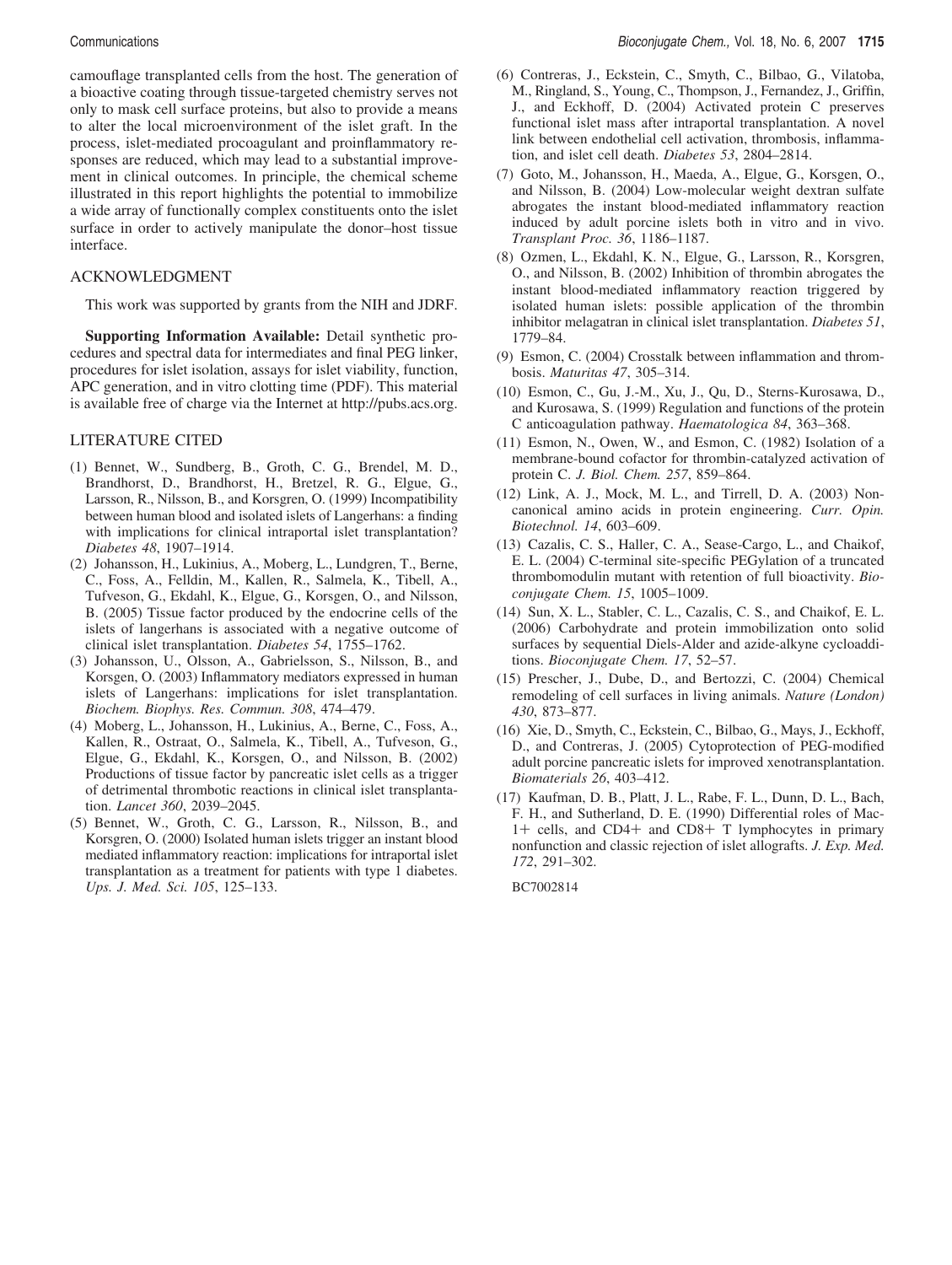camouflage transplanted cells from the host. The generation of a bioactive coating through tissue-targeted chemistry serves not only to mask cell surface proteins, but also to provide a means to alter the local microenvironment of the islet graft. In the process, islet-mediated procoagulant and proinflammatory responses are reduced, which may lead to a substantial improvement in clinical outcomes. In principle, the chemical scheme illustrated in this report highlights the potential to immobilize a wide array of functionally complex constituents onto the islet surface in order to actively manipulate the donor–host tissue interface.

## ACKNOWLEDGMENT

This work was supported by grants from the NIH and JDRF.

**Supporting Information Available:** Detail synthetic procedures and spectral data for intermediates and final PEG linker, procedures for islet isolation, assays for islet viability, function, APC generation, and in vitro clotting time (PDF). This material is available free of charge via the Internet at http://pubs.acs.org.

## LITERATURE CITED

(1) Bennet, W., Sundberg, B., Groth, C. G., Brendel, M. D., Brandhorst, D., Brandhorst, H., Bretzel, R. G., Elgue, G., Larsson, R., Nilsson, B., and Korsgren, O. (1999) Incompatibility between human blood and isolated islets of Langerhans: a finding with implications for clinical intraportal islet transplantation? *Diabetes 48*, 1907–1914.

(2) Johansson, H., Lukinius, A., Moberg, L., Lundgren, T., Berne, C., Foss, A., Felldin, M., Kallen, R., Salmela, K., Tibell, A., Tufveson, G., Ekdahl, K., Elgue, G., Korsgen, O., and Nilsson, B. (2005) Tissue factor produced by the endocrine cells of the islets of langerhans is associated with a negative outcome of clinical islet transplantation. *Diabetes 54*, 1755–1762.

(3) Johansson, U., Olsson, A., Gabrielsson, S., Nilsson, B., and Korsgren, O. (2003) Inflammatory mediators expressed in human islets of Langerhans: implications for islet transplantation. *Biochem. Biophys. Res. Commun. 308*, 474–479.

(4) Moberg, L., Johansson, H., Lukinius, A., Berne, C., Foss, A., Kallen, R., Ostraat, O., Salmela, K., Tibell, A., Tufveson, G., Elgue, G., Ekdahl, K., Korsgen, O., and Nilsson, B. (2002) Productions of tissue factor by pancreatic islet cells as a trigger of detrimental thrombotic reactions in clinical islet transplantation. *Lancet 360*, 2039–2045.

(5) Bennet, W., Groth, C. G., Larsson, R., Nilsson, B., and Korsgren, O. (2000) Isolated human islets trigger an instant blood mediated inflammatory reaction: implications for intraportal islet transplantation as a treatment for patients with type 1 diabetes. *Ups. J. Med. Sci. 105*, 125–133.

(6) Contreras, J., Eckstein, C., Smyth, C., Bilbao, G., Vilatoba, M., Ringland, S., Young, C., Thompson, J., Fernandez, J., Griffin, J., and Eckhoff, D. (2004) Activated protein C preserves functional islet mass after intraportal transplantation. A novel link between endothelial cell activation, thrombosis, inflammation, and islet cell death. *Diabetes 53*, 2804–2814.

(7) Goto, M., Johansson, H., Maeda, A., Elgue, G., Korsgen, O., and Nilsson, B. (2004) Low-molecular weight dextran sulfate abrogates the instant blood-mediated inflammatory reaction induced by adult porcine islets both in vitro and in vivo. *Transplant Proc. 36*, 1186–1187.

(8) Ozmen, L., Ekdahl, K. N., Elgue, G., Larsson, R., Korsgren, O., and Nilsson, B. (2002) Inhibition of thrombin abrogates the instant blood-mediated inflammatory reaction triggered by isolated human islets: possible application of the thrombin inhibitor melagatran in clinical islet transplantation. *Diabetes 51*, 1779–84.

(9) Esmon, C. (2004) Crosstalk between inflammation and thrombosis. *Maturitas 47*, 305–314.

(10) Esmon, C., Gu, J.-M., Xu, J., Qu, D., Sterns-Kurosawa, D., and Kurosawa, S. (1999) Regulation and functions of the protein C anticoagulation pathway. *Haematologica 84*, 363–368.

(11) Esmon, N., Owen, W., and Esmon, C. (1982) Isolation of a membrane-bound cofactor for thrombin-catalyzed activation of protein C. *J. Biol. Chem. 257*, 859–864.

(12) Link, A. J., Mock, M. L., and Tirrell, D. A. (2003) Non-canonical amino acids in protein engineering. *Curr. Opin. Biotechnol. 14*, 603–609.

(13) Cazalis, C. S., Haller, C. A., Sease-Cargo, L., and Chaikof, E. L. (2004) C-terminal site-specific PEGylation of a truncated thrombomodulin mutant with retention of full bioactivity. *Bioconjugate Chem. 15*, 1005–1009.

(14) Sun, X. L., Stabler, C. L., Cazalis, C. S., and Chaikof, E. L. (2006) Carbohydrate and protein immobilization onto solid surfaces by sequential Diels-Alder and azide-alkyne cycloadditions. *Bioconjugate Chem. 17*, 52–57.

(15) Prescher, J., Dube, D., and Bertozzi, C. (2004) Chemical remodeling of cell surfaces in living animals. *Nature (London) 430*, 873–877.

(16) Xie, D., Smyth, C., Eckstein, C., Bilbao, G., Mays, J., Eckhoff, D., and Contreras, J. (2005) Cytoprotection of PEG-modified adult porcine pancreatic islets for improved xenotransplantation. *Biomaterials 26*, 403–412.

(17) Kaufman, D. B., Platt, J. L., Rabe, F. L., Dunn, D. L., Bach, F. H., and Sutherland, D. E. (1990) Differential roles of Mac-1+ cells, and CD4+ and CD8+ T lymphocytes in primary nonfunction and classic rejection of islet allografts. *J. Exp. Med. 172*, 291–302.

BC7002814